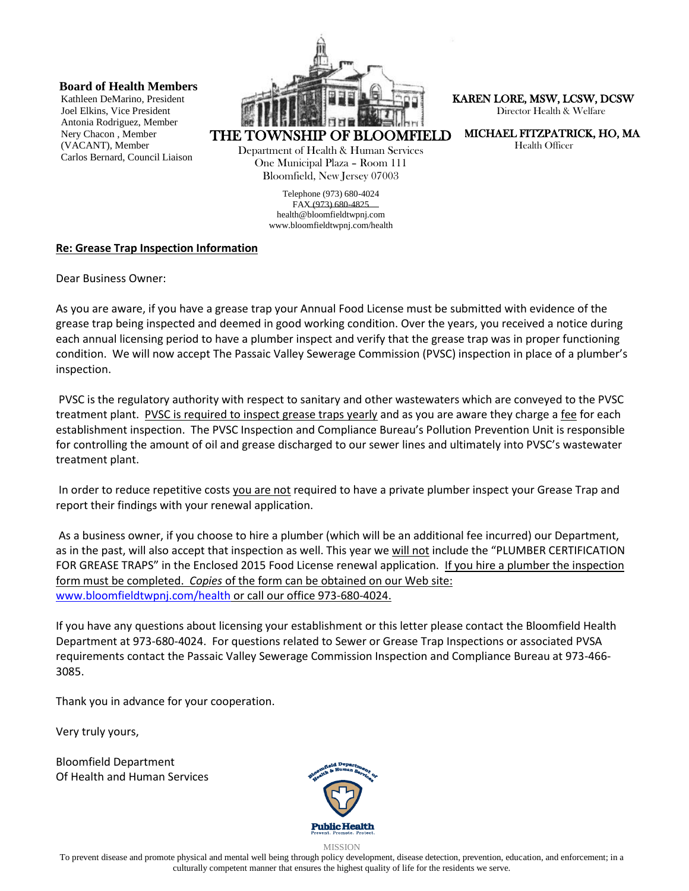**Board of Health Members**
Kathleen DeMarino, President
Joel Elkins, Vice President
Antonia Rodriguez, Member
Nery Chacon , Member
(VACANT), Member
Carlos Bernard, Council Liaison

THE TOWNSHIP OF BLOOMFIELD
Department of Health & Human Services
One Municipal Plaza – Room 111
Bloomfield, New Jersey 07003

Telephone (973) 680-4024
FAX (973) 680-4825
health@bloomfieldtwpnj.com
www.bloomfieldtwpnj.com/health

**KAREN LORE, MSW, LCSW, DCSW**
Director Health & Welfare

**MICHAEL FITZPATRICK, HO, MA**
Health Officer

**Re: Grease Trap Inspection Information**

Dear Business Owner:

As you are aware, if you have a grease trap your Annual Food License must be submitted with evidence of the grease trap being inspected and deemed in good working condition. Over the years, you received a notice during each annual licensing period to have a plumber inspect and verify that the grease trap was in proper functioning condition. We will now accept The Passaic Valley Sewerage Commission (PVSC) inspection in place of a plumber's inspection.

PVSC is the regulatory authority with respect to sanitary and other wastewaters which are conveyed to the PVSC treatment plant. PVSC is required to inspect grease traps yearly and as you are aware they charge a fee for each establishment inspection. The PVSC Inspection and Compliance Bureau's Pollution Prevention Unit is responsible for controlling the amount of oil and grease discharged to our sewer lines and ultimately into PVSC's wastewater treatment plant.

In order to reduce repetitive costs you are not required to have a private plumber inspect your Grease Trap and report their findings with your renewal application.

As a business owner, if you choose to hire a plumber (which will be an additional fee incurred) our Department, as in the past, will also accept that inspection as well. This year we will not include the "PLUMBER CERTIFICATION FOR GREASE TRAPS" in the Enclosed 2015 Food License renewal application. If you hire a plumber the inspection form must be completed. *Copies* of the form can be obtained on our Web site: www.bloomfieldtwpnj.com/health or call our office 973-680-4024.

If you have any questions about licensing your establishment or this letter please contact the Bloomfield Health Department at 973-680-4024. For questions related to Sewer or Grease Trap Inspections or associated PVSA requirements contact the Passaic Valley Sewerage Commission Inspection and Compliance Bureau at 973-466-3085.

Thank you in advance for your cooperation.

Very truly yours,

Bloomfield Department
Of Health and Human Services

MISSION
To prevent disease and promote physical and mental well being through policy development, disease detection, prevention, education, and enforcement; in a culturally competent manner that ensures the highest quality of life for the residents we serve.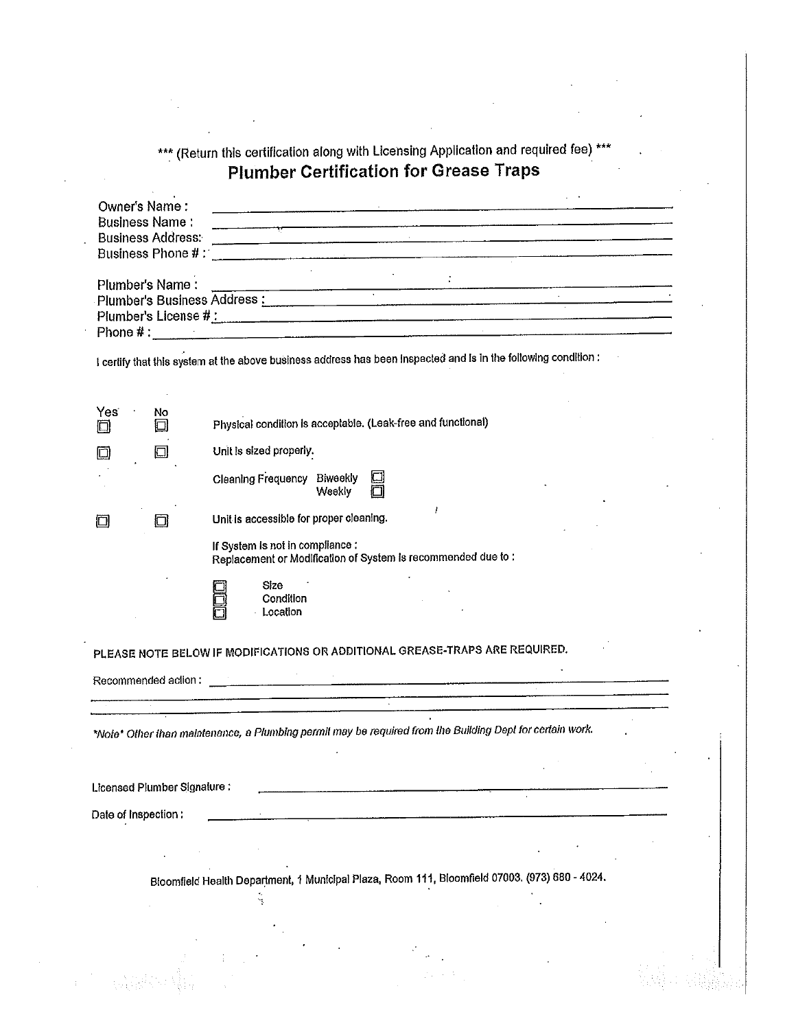\*\*\* (Return this certification along with Licensing Application and required fee) \*\*\*

## Plumber Certification for Grease Traps

Owner's Name : ______________________________

Business Name : ______________________________

Business Address: ______________________________

Business Phone # : ______________________________

Plumber's Name : ______________________________

Plumber's Business Address : ______________________________

Plumber's License # : ______________________________

Phone # : ______________________________

I certify that this system at the above business address has been inspected and is in the following condition :

| Yes | No | |
|---|---|---|
| ☐ | ☐ | Physical condition is acceptable. (Leak-free and functional) |
| ☐ | ☐ | Unit is sized properly. |
| | | Cleaning Frequency Biweekly ☐ Weekly ☐ |
| ☐ | ☐ | Unit is accessible for proper cleaning. |

If System is not in compliance :
Replacement or Modification of System is recommended due to :

- ☐ Size
- ☐ Condition
- ☐ Location

PLEASE NOTE BELOW IF MODIFICATIONS OR ADDITIONAL GREASE-TRAPS ARE REQUIRED.

Recommended action : ______________________________

______________________________

______________________________

*\*Note\* Other than maintenance, a Plumbing permit may be required from the Building Dept for certain work.*

Licensed Plumber Signature : ______________________________

Date of Inspection : ______________________________

Bloomfield Health Department, 1 Municipal Plaza, Room 111, Bloomfield 07003. (973) 680 - 4024.